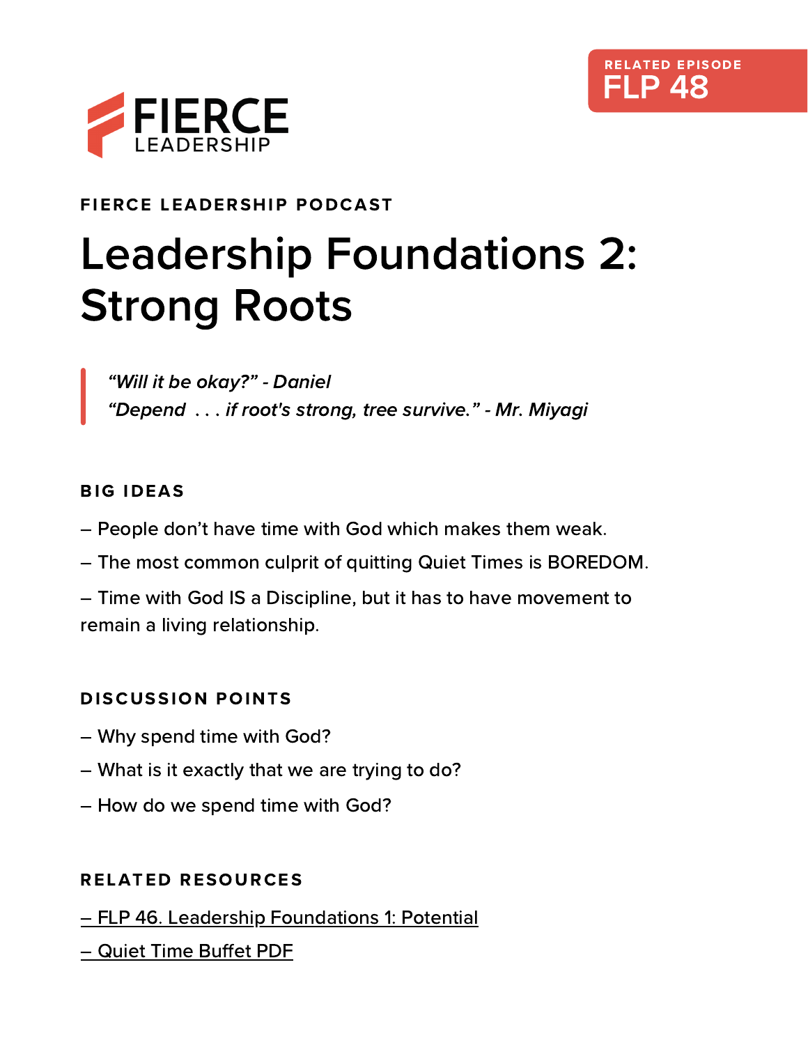FIERCE
LEADERSHIP

RELATED EPISODE
FLP 48

FIERCE LEADERSHIP PODCAST

# Leadership Foundations 2: Strong Roots

> *"Will it be okay?" - Daniel*
> *"Depend . . . if root's strong, tree survive." - Mr. Miyagi*

## BIG IDEAS

– People don't have time with God which makes them weak.

– The most common culprit of quitting Quiet Times is BOREDOM.

– Time with God IS a Discipline, but it has to have movement to remain a living relationship.

## DISCUSSION POINTS

– Why spend time with God?

– What is it exactly that we are trying to do?

– How do we spend time with God?

## RELATED RESOURCES

– FLP 46. Leadership Foundations 1: Potential

– Quiet Time Buffet PDF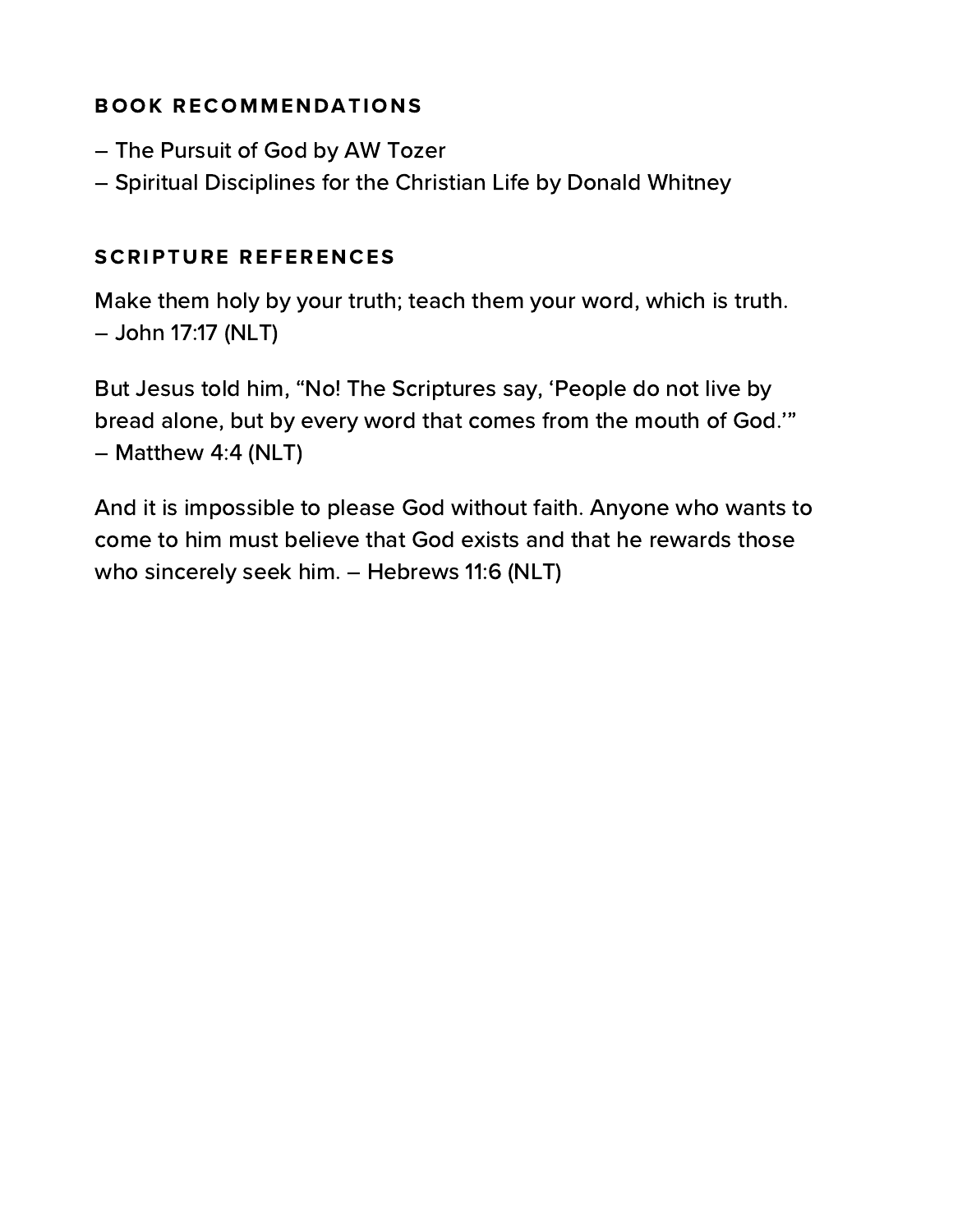## BOOK RECOMMENDATIONS

– The Pursuit of God by AW Tozer
– Spiritual Disciplines for the Christian Life by Donald Whitney

## SCRIPTURE REFERENCES

Make them holy by your truth; teach them your word, which is truth.
– John 17:17 (NLT)

But Jesus told him, "No! The Scriptures say, 'People do not live by bread alone, but by every word that comes from the mouth of God.'"
– Matthew 4:4 (NLT)

And it is impossible to please God without faith. Anyone who wants to come to him must believe that God exists and that he rewards those who sincerely seek him. – Hebrews 11:6 (NLT)